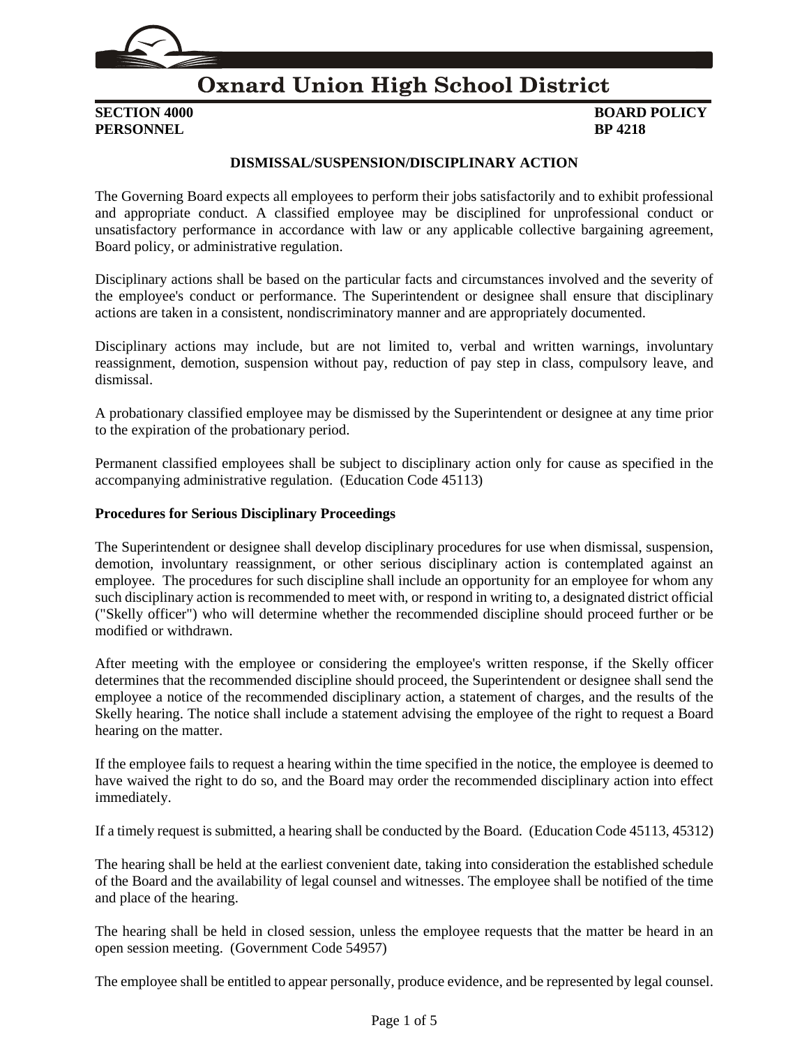# Oxnard Union High School District

**SECTION 4000** **BOARD POLICY**
**PERSONNEL** **BP 4218**

## DISMISSAL/SUSPENSION/DISCIPLINARY ACTION

The Governing Board expects all employees to perform their jobs satisfactorily and to exhibit professional and appropriate conduct. A classified employee may be disciplined for unprofessional conduct or unsatisfactory performance in accordance with law or any applicable collective bargaining agreement, Board policy, or administrative regulation.

Disciplinary actions shall be based on the particular facts and circumstances involved and the severity of the employee's conduct or performance. The Superintendent or designee shall ensure that disciplinary actions are taken in a consistent, nondiscriminatory manner and are appropriately documented.

Disciplinary actions may include, but are not limited to, verbal and written warnings, involuntary reassignment, demotion, suspension without pay, reduction of pay step in class, compulsory leave, and dismissal.

A probationary classified employee may be dismissed by the Superintendent or designee at any time prior to the expiration of the probationary period.

Permanent classified employees shall be subject to disciplinary action only for cause as specified in the accompanying administrative regulation. (Education Code 45113)

### Procedures for Serious Disciplinary Proceedings

The Superintendent or designee shall develop disciplinary procedures for use when dismissal, suspension, demotion, involuntary reassignment, or other serious disciplinary action is contemplated against an employee. The procedures for such discipline shall include an opportunity for an employee for whom any such disciplinary action is recommended to meet with, or respond in writing to, a designated district official ("Skelly officer") who will determine whether the recommended discipline should proceed further or be modified or withdrawn.

After meeting with the employee or considering the employee's written response, if the Skelly officer determines that the recommended discipline should proceed, the Superintendent or designee shall send the employee a notice of the recommended disciplinary action, a statement of charges, and the results of the Skelly hearing. The notice shall include a statement advising the employee of the right to request a Board hearing on the matter.

If the employee fails to request a hearing within the time specified in the notice, the employee is deemed to have waived the right to do so, and the Board may order the recommended disciplinary action into effect immediately.

If a timely request is submitted, a hearing shall be conducted by the Board. (Education Code 45113, 45312)

The hearing shall be held at the earliest convenient date, taking into consideration the established schedule of the Board and the availability of legal counsel and witnesses. The employee shall be notified of the time and place of the hearing.

The hearing shall be held in closed session, unless the employee requests that the matter be heard in an open session meeting. (Government Code 54957)

The employee shall be entitled to appear personally, produce evidence, and be represented by legal counsel.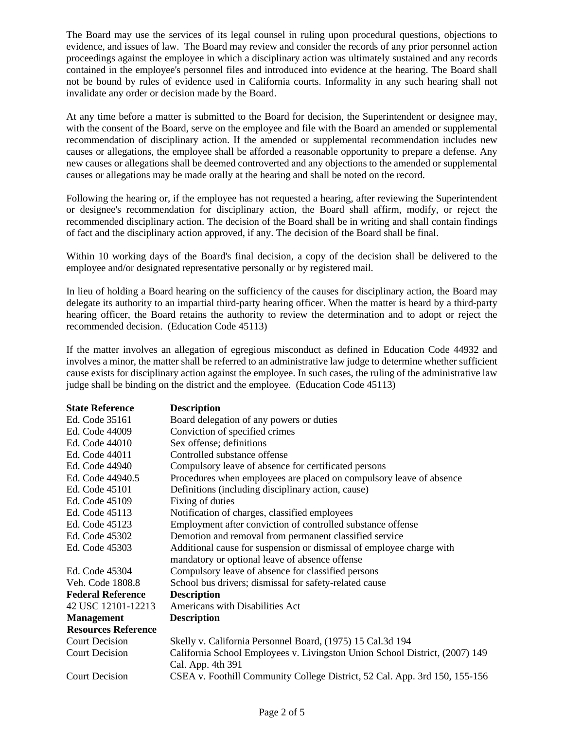The Board may use the services of its legal counsel in ruling upon procedural questions, objections to evidence, and issues of law. The Board may review and consider the records of any prior personnel action proceedings against the employee in which a disciplinary action was ultimately sustained and any records contained in the employee's personnel files and introduced into evidence at the hearing. The Board shall not be bound by rules of evidence used in California courts. Informality in any such hearing shall not invalidate any order or decision made by the Board.

At any time before a matter is submitted to the Board for decision, the Superintendent or designee may, with the consent of the Board, serve on the employee and file with the Board an amended or supplemental recommendation of disciplinary action. If the amended or supplemental recommendation includes new causes or allegations, the employee shall be afforded a reasonable opportunity to prepare a defense. Any new causes or allegations shall be deemed controverted and any objections to the amended or supplemental causes or allegations may be made orally at the hearing and shall be noted on the record.

Following the hearing or, if the employee has not requested a hearing, after reviewing the Superintendent or designee's recommendation for disciplinary action, the Board shall affirm, modify, or reject the recommended disciplinary action. The decision of the Board shall be in writing and shall contain findings of fact and the disciplinary action approved, if any. The decision of the Board shall be final.

Within 10 working days of the Board's final decision, a copy of the decision shall be delivered to the employee and/or designated representative personally or by registered mail.

In lieu of holding a Board hearing on the sufficiency of the causes for disciplinary action, the Board may delegate its authority to an impartial third-party hearing officer. When the matter is heard by a third-party hearing officer, the Board retains the authority to review the determination and to adopt or reject the recommended decision. (Education Code 45113)

If the matter involves an allegation of egregious misconduct as defined in Education Code 44932 and involves a minor, the matter shall be referred to an administrative law judge to determine whether sufficient cause exists for disciplinary action against the employee. In such cases, the ruling of the administrative law judge shall be binding on the district and the employee. (Education Code 45113)

| **State Reference** | **Description** |
|---|---|
| Ed. Code 35161 | Board delegation of any powers or duties |
| Ed. Code 44009 | Conviction of specified crimes |
| Ed. Code 44010 | Sex offense; definitions |
| Ed. Code 44011 | Controlled substance offense |
| Ed. Code 44940 | Compulsory leave of absence for certificated persons |
| Ed. Code 44940.5 | Procedures when employees are placed on compulsory leave of absence |
| Ed. Code 45101 | Definitions (including disciplinary action, cause) |
| Ed. Code 45109 | Fixing of duties |
| Ed. Code 45113 | Notification of charges, classified employees |
| Ed. Code 45123 | Employment after conviction of controlled substance offense |
| Ed. Code 45302 | Demotion and removal from permanent classified service |
| Ed. Code 45303 | Additional cause for suspension or dismissal of employee charge with mandatory or optional leave of absence offense |
| Ed. Code 45304 | Compulsory leave of absence for classified persons |
| Veh. Code 1808.8 | School bus drivers; dismissal for safety-related cause |
| **Federal Reference** | **Description** |
| 42 USC 12101-12213 | Americans with Disabilities Act |
| **Management Resources Reference** | **Description** |
| Court Decision | Skelly v. California Personnel Board, (1975) 15 Cal.3d 194 |
| Court Decision | California School Employees v. Livingston Union School District, (2007) 149 Cal. App. 4th 391 |
| Court Decision | CSEA v. Foothill Community College District, 52 Cal. App. 3rd 150, 155-156 |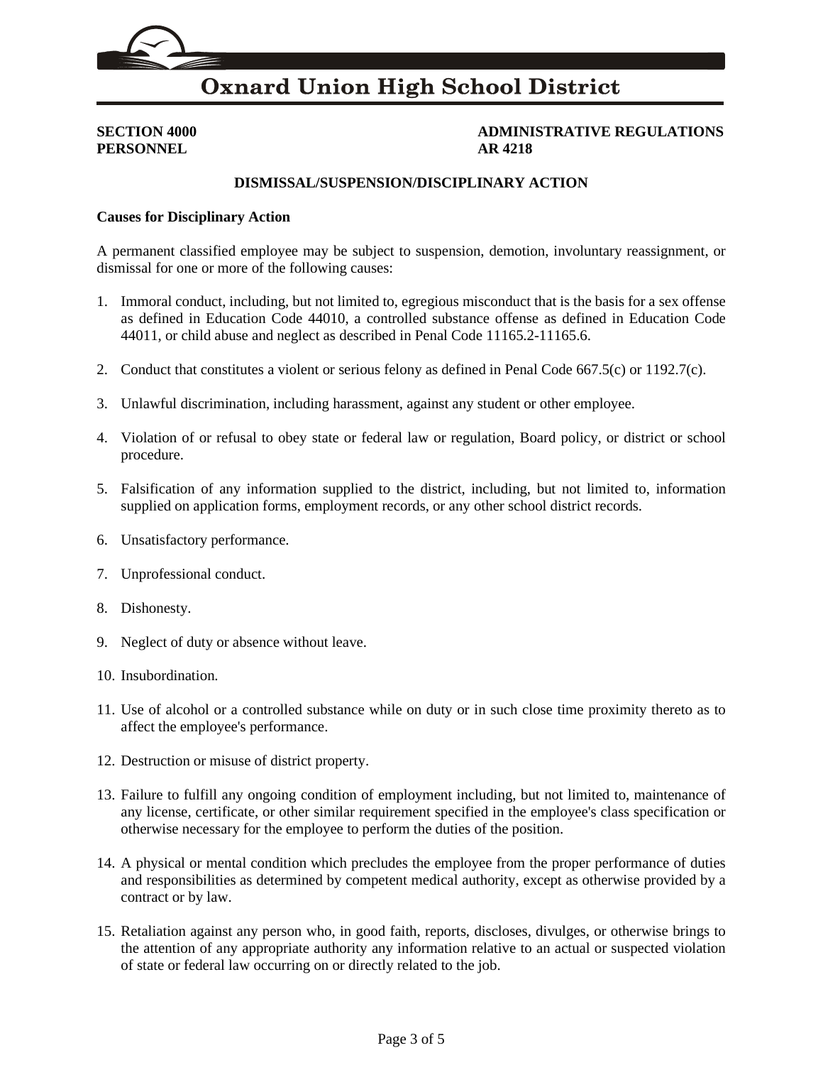SECTION 4000
PERSONNEL

ADMINISTRATIVE REGULATIONS
AR 4218

## DISMISSAL/SUSPENSION/DISCIPLINARY ACTION

**Causes for Disciplinary Action**

A permanent classified employee may be subject to suspension, demotion, involuntary reassignment, or dismissal for one or more of the following causes:

1. Immoral conduct, including, but not limited to, egregious misconduct that is the basis for a sex offense as defined in Education Code 44010, a controlled substance offense as defined in Education Code 44011, or child abuse and neglect as described in Penal Code 11165.2-11165.6.

2. Conduct that constitutes a violent or serious felony as defined in Penal Code 667.5(c) or 1192.7(c).

3. Unlawful discrimination, including harassment, against any student or other employee.

4. Violation of or refusal to obey state or federal law or regulation, Board policy, or district or school procedure.

5. Falsification of any information supplied to the district, including, but not limited to, information supplied on application forms, employment records, or any other school district records.

6. Unsatisfactory performance.

7. Unprofessional conduct.

8. Dishonesty.

9. Neglect of duty or absence without leave.

10. Insubordination.

11. Use of alcohol or a controlled substance while on duty or in such close time proximity thereto as to affect the employee's performance.

12. Destruction or misuse of district property.

13. Failure to fulfill any ongoing condition of employment including, but not limited to, maintenance of any license, certificate, or other similar requirement specified in the employee's class specification or otherwise necessary for the employee to perform the duties of the position.

14. A physical or mental condition which precludes the employee from the proper performance of duties and responsibilities as determined by competent medical authority, except as otherwise provided by a contract or by law.

15. Retaliation against any person who, in good faith, reports, discloses, divulges, or otherwise brings to the attention of any appropriate authority any information relative to an actual or suspected violation of state or federal law occurring on or directly related to the job.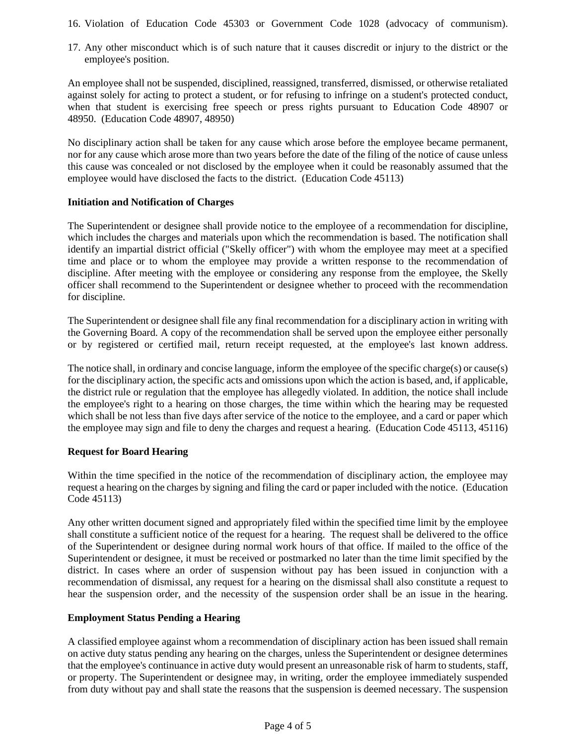16. Violation of Education Code 45303 or Government Code 1028 (advocacy of communism).

17. Any other misconduct which is of such nature that it causes discredit or injury to the district or the employee's position.

An employee shall not be suspended, disciplined, reassigned, transferred, dismissed, or otherwise retaliated against solely for acting to protect a student, or for refusing to infringe on a student's protected conduct, when that student is exercising free speech or press rights pursuant to Education Code 48907 or 48950. (Education Code 48907, 48950)

No disciplinary action shall be taken for any cause which arose before the employee became permanent, nor for any cause which arose more than two years before the date of the filing of the notice of cause unless this cause was concealed or not disclosed by the employee when it could be reasonably assumed that the employee would have disclosed the facts to the district. (Education Code 45113)

**Initiation and Notification of Charges**

The Superintendent or designee shall provide notice to the employee of a recommendation for discipline, which includes the charges and materials upon which the recommendation is based. The notification shall identify an impartial district official ("Skelly officer") with whom the employee may meet at a specified time and place or to whom the employee may provide a written response to the recommendation of discipline. After meeting with the employee or considering any response from the employee, the Skelly officer shall recommend to the Superintendent or designee whether to proceed with the recommendation for discipline.

The Superintendent or designee shall file any final recommendation for a disciplinary action in writing with the Governing Board. A copy of the recommendation shall be served upon the employee either personally or by registered or certified mail, return receipt requested, at the employee's last known address.

The notice shall, in ordinary and concise language, inform the employee of the specific charge(s) or cause(s) for the disciplinary action, the specific acts and omissions upon which the action is based, and, if applicable, the district rule or regulation that the employee has allegedly violated. In addition, the notice shall include the employee's right to a hearing on those charges, the time within which the hearing may be requested which shall be not less than five days after service of the notice to the employee, and a card or paper which the employee may sign and file to deny the charges and request a hearing. (Education Code 45113, 45116)

**Request for Board Hearing**

Within the time specified in the notice of the recommendation of disciplinary action, the employee may request a hearing on the charges by signing and filing the card or paper included with the notice. (Education Code 45113)

Any other written document signed and appropriately filed within the specified time limit by the employee shall constitute a sufficient notice of the request for a hearing. The request shall be delivered to the office of the Superintendent or designee during normal work hours of that office. If mailed to the office of the Superintendent or designee, it must be received or postmarked no later than the time limit specified by the district. In cases where an order of suspension without pay has been issued in conjunction with a recommendation of dismissal, any request for a hearing on the dismissal shall also constitute a request to hear the suspension order, and the necessity of the suspension order shall be an issue in the hearing.

**Employment Status Pending a Hearing**

A classified employee against whom a recommendation of disciplinary action has been issued shall remain on active duty status pending any hearing on the charges, unless the Superintendent or designee determines that the employee's continuance in active duty would present an unreasonable risk of harm to students, staff, or property. The Superintendent or designee may, in writing, order the employee immediately suspended from duty without pay and shall state the reasons that the suspension is deemed necessary. The suspension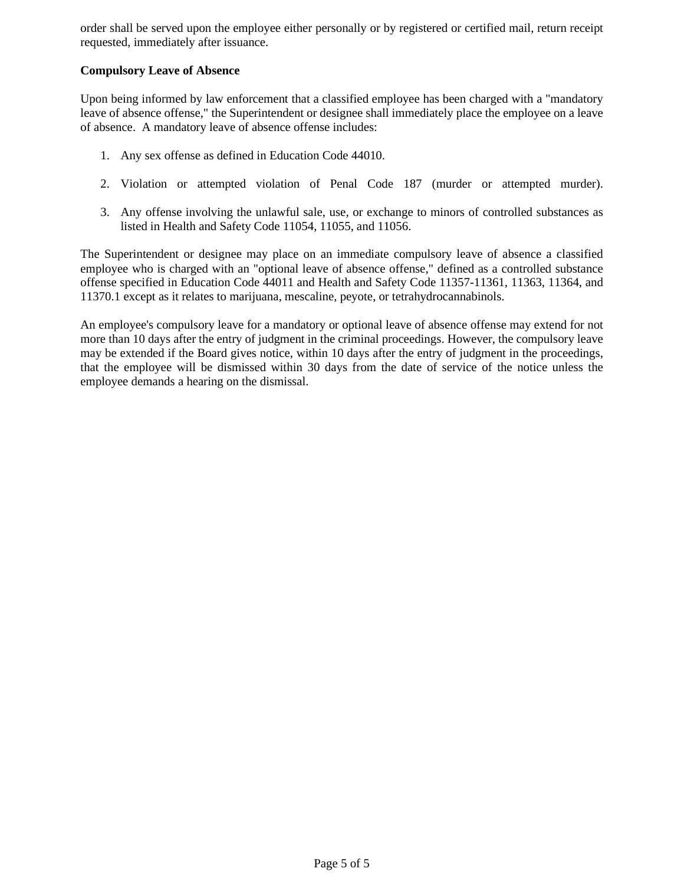order shall be served upon the employee either personally or by registered or certified mail, return receipt requested, immediately after issuance.

**Compulsory Leave of Absence**

Upon being informed by law enforcement that a classified employee has been charged with a "mandatory leave of absence offense," the Superintendent or designee shall immediately place the employee on a leave of absence. A mandatory leave of absence offense includes:

1. Any sex offense as defined in Education Code 44010.

2. Violation or attempted violation of Penal Code 187 (murder or attempted murder).

3. Any offense involving the unlawful sale, use, or exchange to minors of controlled substances as listed in Health and Safety Code 11054, 11055, and 11056.

The Superintendent or designee may place on an immediate compulsory leave of absence a classified employee who is charged with an "optional leave of absence offense," defined as a controlled substance offense specified in Education Code 44011 and Health and Safety Code 11357-11361, 11363, 11364, and 11370.1 except as it relates to marijuana, mescaline, peyote, or tetrahydrocannabinols.

An employee's compulsory leave for a mandatory or optional leave of absence offense may extend for not more than 10 days after the entry of judgment in the criminal proceedings. However, the compulsory leave may be extended if the Board gives notice, within 10 days after the entry of judgment in the proceedings, that the employee will be dismissed within 30 days from the date of service of the notice unless the employee demands a hearing on the dismissal.